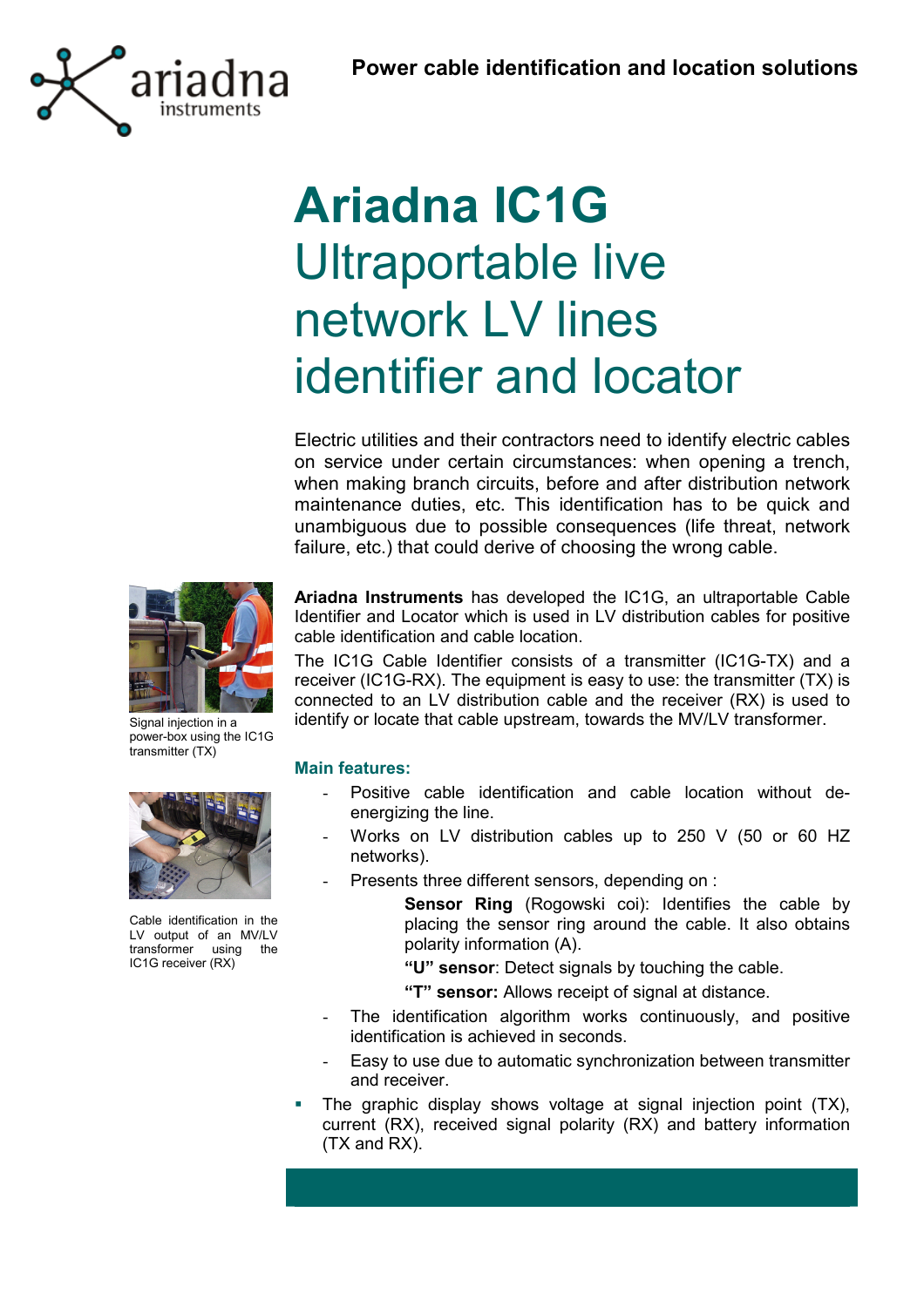**Power cable identification and location solutions**

# Ariadna IC1G

## Ultraportable live network LV lines identifier and locator

Electric utilities and their contractors need to identify electric cables on service under certain circumstances: when opening a trench, when making branch circuits, before and after distribution network maintenance duties, etc. This identification has to be quick and unambiguous due to possible consequences (life threat, network failure, etc.) that could derive of choosing the wrong cable.

Signal injection in a power-box using the IC1G transmitter (TX)

**Ariadna Instruments** has developed the IC1G, an ultraportable Cable Identifier and Locator which is used in LV distribution cables for positive cable identification and cable location.

The IC1G Cable Identifier consists of a transmitter (IC1G-TX) and a receiver (IC1G-RX). The equipment is easy to use: the transmitter (TX) is connected to an LV distribution cable and the receiver (RX) is used to identify or locate that cable upstream, towards the MV/LV transformer.

Cable identification in the LV output of an MV/LV transformer using the IC1G receiver (RX)

### Main features:

- Positive cable identification and cable location without de-energizing the line.
- Works on LV distribution cables up to 250 V (50 or 60 HZ networks).
- Presents three different sensors, depending on :
  - **Sensor Ring** (Rogowski coi): Identifies the cable by placing the sensor ring around the cable. It also obtains polarity information (A).
  - **"U" sensor**: Detect signals by touching the cable.
  - **"T" sensor:** Allows receipt of signal at distance.
- The identification algorithm works continuously, and positive identification is achieved in seconds.
- Easy to use due to automatic synchronization between transmitter and receiver.

- The graphic display shows voltage at signal injection point (TX), current (RX), received signal polarity (RX) and battery information (TX and RX).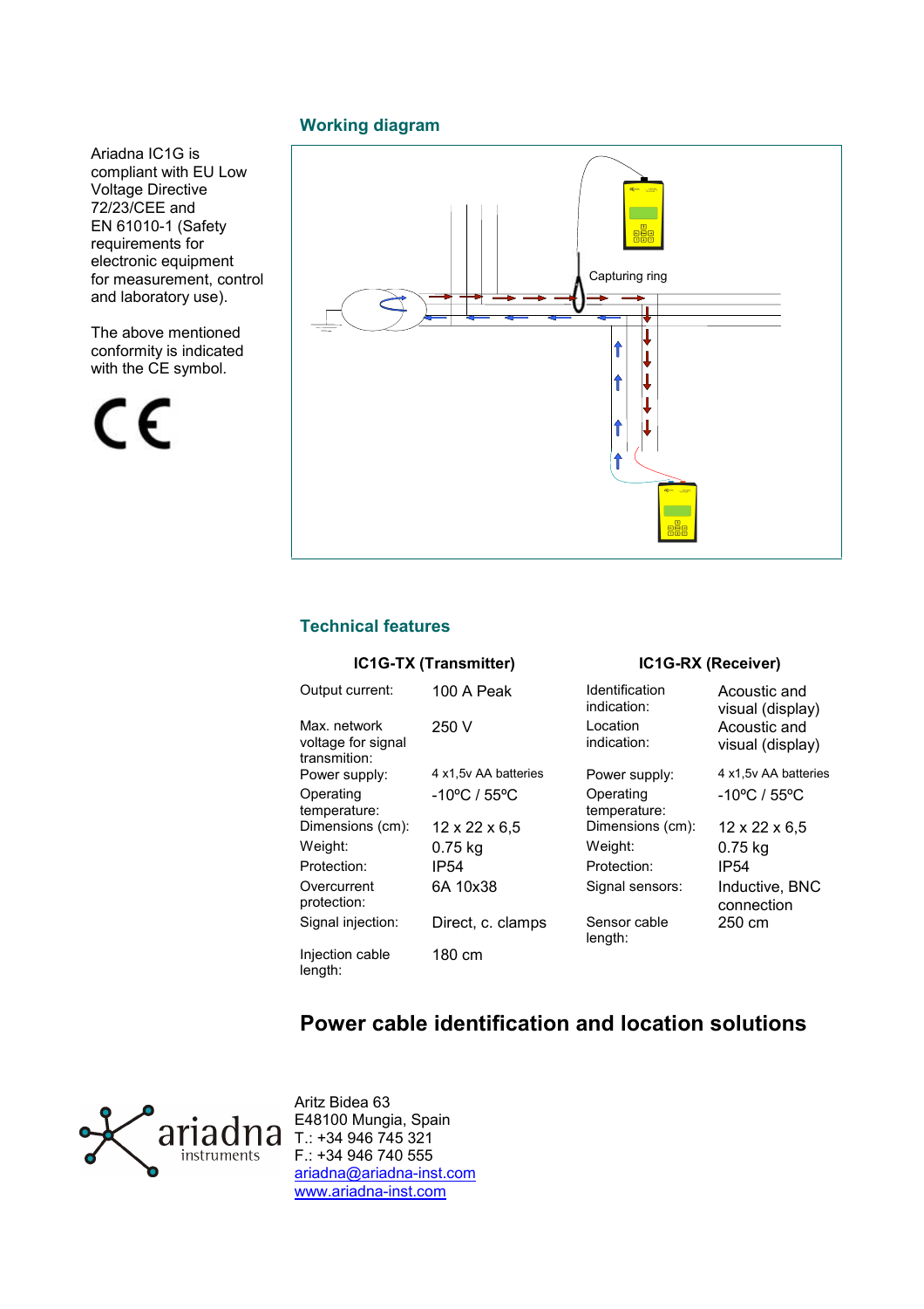Ariadna IC1G is compliant with EU Low Voltage Directive 72/23/CEE and EN 61010-1 (Safety requirements for electronic equipment for measurement, control and laboratory use).

The above mentioned conformity is indicated with the CE symbol.

CE

## Working diagram

Capturing ring

## Technical features

| IC1G-TX (Transmitter) | | IC1G-RX (Receiver) | |
|---|---|---|---|
| Output current: | 100 A Peak | Identification indication: | Acoustic and visual (display) |
| Max. network voltage for signal transmission: | 250 V | Location indication: | Acoustic and visual (display) |
| Power supply: | 4 x1,5v AA batteries | Power supply: | 4 x1,5v AA batteries |
| Operating temperature: | -10ºC / 55ºC | Operating temperature: | -10ºC / 55ºC |
| Dimensions (cm): | 12 x 22 x 6,5 | Dimensions (cm): | 12 x 22 x 6,5 |
| Weight: | 0.75 kg | Weight: | 0.75 kg |
| Protection: | IP54 | Protection: | IP54 |
| Overcurrent protection: | 6A 10x38 | Signal sensors: | Inductive, BNC connection |
| Signal injection: | Direct, c. clamps | Sensor cable length: | 250 cm |
| Injection cable length: | 180 cm | | |

# Power cable identification and location solutions

ariadna instruments

Aritz Bidea 63
E48100 Mungia, Spain
T.: +34 946 745 321
F.: +34 946 740 555
ariadna@ariadna-inst.com
www.ariadna-inst.com